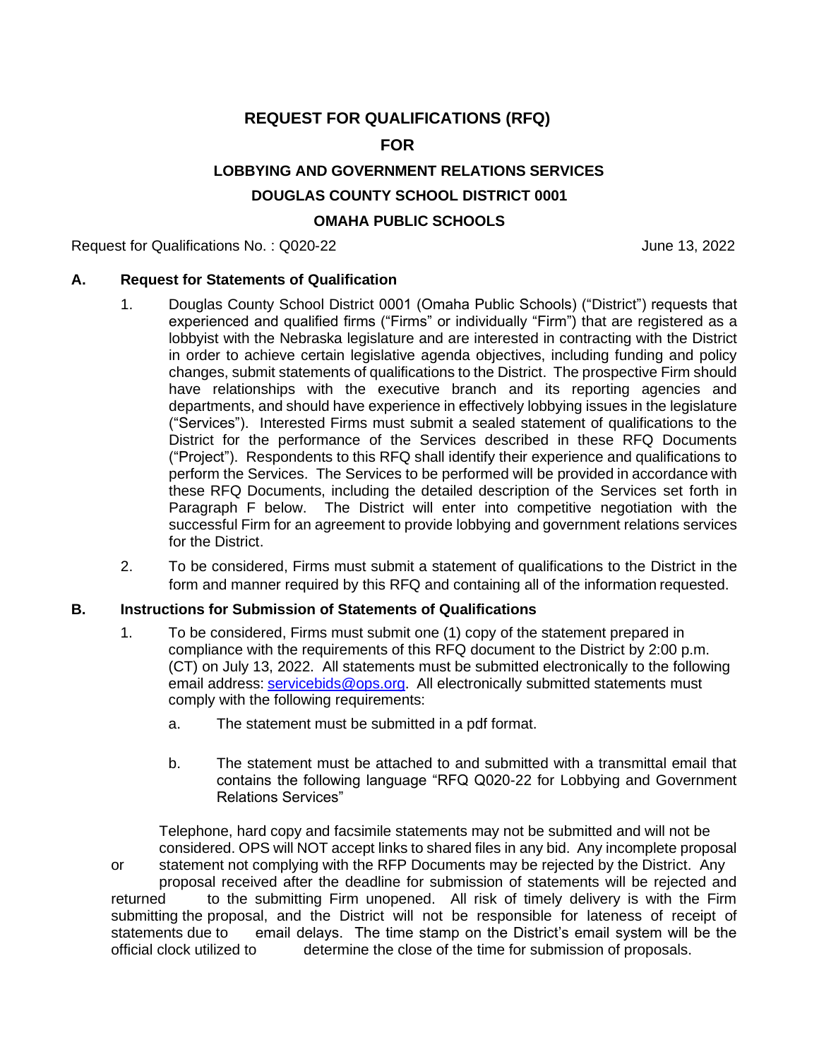# REQUEST FOR QUALIFICATIONS (RFQ)

## FOR

## LOBBYING AND GOVERNMENT RELATIONS SERVICES

## DOUGLAS COUNTY SCHOOL DISTRICT 0001

## OMAHA PUBLIC SCHOOLS

Request for Qualifications No. : Q020-22 June 13, 2022

### A. Request for Statements of Qualification

1. Douglas County School District 0001 (Omaha Public Schools) ("District") requests that experienced and qualified firms ("Firms" or individually "Firm") that are registered as a lobbyist with the Nebraska legislature and are interested in contracting with the District in order to achieve certain legislative agenda objectives, including funding and policy changes, submit statements of qualifications to the District. The prospective Firm should have relationships with the executive branch and its reporting agencies and departments, and should have experience in effectively lobbying issues in the legislature ("Services"). Interested Firms must submit a sealed statement of qualifications to the District for the performance of the Services described in these RFQ Documents ("Project"). Respondents to this RFQ shall identify their experience and qualifications to perform the Services. The Services to be performed will be provided in accordance with these RFQ Documents, including the detailed description of the Services set forth in Paragraph F below. The District will enter into competitive negotiation with the successful Firm for an agreement to provide lobbying and government relations services for the District.

2. To be considered, Firms must submit a statement of qualifications to the District in the form and manner required by this RFQ and containing all of the information requested.

### B. Instructions for Submission of Statements of Qualifications

1. To be considered, Firms must submit one (1) copy of the statement prepared in compliance with the requirements of this RFQ document to the District by 2:00 p.m. (CT) on July 13, 2022. All statements must be submitted electronically to the following email address: servicebids@ops.org. All electronically submitted statements must comply with the following requirements:

   a. The statement must be submitted in a pdf format.

   b. The statement must be attached to and submitted with a transmittal email that contains the following language "RFQ Q020-22 for Lobbying and Government Relations Services"

Telephone, hard copy and facsimile statements may not be submitted and will not be considered. OPS will NOT accept links to shared files in any bid. Any incomplete proposal or statement not complying with the RFP Documents may be rejected by the District. Any proposal received after the deadline for submission of statements will be rejected and returned to the submitting Firm unopened. All risk of timely delivery is with the Firm submitting the proposal, and the District will not be responsible for lateness of receipt of statements due to email delays. The time stamp on the District's email system will be the official clock utilized to determine the close of the time for submission of proposals.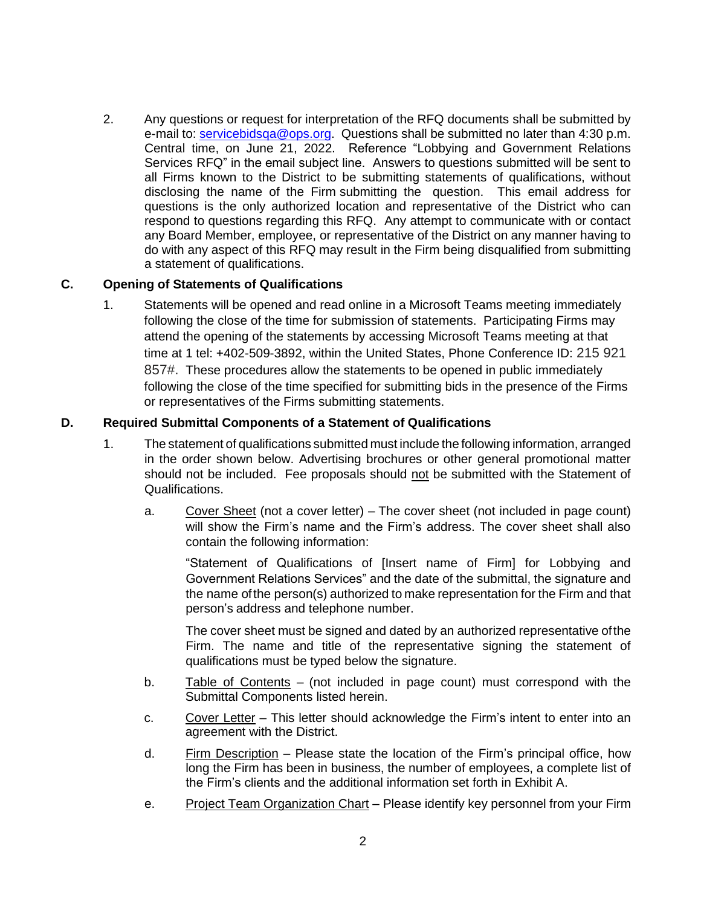2. Any questions or request for interpretation of the RFQ documents shall be submitted by e-mail to: servicebidsqa@ops.org. Questions shall be submitted no later than 4:30 p.m. Central time, on June 21, 2022. Reference "Lobbying and Government Relations Services RFQ" in the email subject line. Answers to questions submitted will be sent to all Firms known to the District to be submitting statements of qualifications, without disclosing the name of the Firm submitting the question. This email address for questions is the only authorized location and representative of the District who can respond to questions regarding this RFQ. Any attempt to communicate with or contact any Board Member, employee, or representative of the District on any manner having to do with any aspect of this RFQ may result in the Firm being disqualified from submitting a statement of qualifications.

## C. Opening of Statements of Qualifications

1. Statements will be opened and read online in a Microsoft Teams meeting immediately following the close of the time for submission of statements. Participating Firms may attend the opening of the statements by accessing Microsoft Teams meeting at that time at 1 tel: +402-509-3892, within the United States, Phone Conference ID: 215 921 857#. These procedures allow the statements to be opened in public immediately following the close of the time specified for submitting bids in the presence of the Firms or representatives of the Firms submitting statements.

## D. Required Submittal Components of a Statement of Qualifications

1. The statement of qualifications submitted must include the following information, arranged in the order shown below. Advertising brochures or other general promotional matter should not be included. Fee proposals should not be submitted with the Statement of Qualifications.

   a. Cover Sheet (not a cover letter) – The cover sheet (not included in page count) will show the Firm's name and the Firm's address. The cover sheet shall also contain the following information:

      "Statement of Qualifications of [Insert name of Firm] for Lobbying and Government Relations Services" and the date of the submittal, the signature and the name of the person(s) authorized to make representation for the Firm and that person's address and telephone number.

      The cover sheet must be signed and dated by an authorized representative of the Firm. The name and title of the representative signing the statement of qualifications must be typed below the signature.

   b. Table of Contents – (not included in page count) must correspond with the Submittal Components listed herein.

   c. Cover Letter – This letter should acknowledge the Firm's intent to enter into an agreement with the District.

   d. Firm Description – Please state the location of the Firm's principal office, how long the Firm has been in business, the number of employees, a complete list of the Firm's clients and the additional information set forth in Exhibit A.

   e. Project Team Organization Chart – Please identify key personnel from your Firm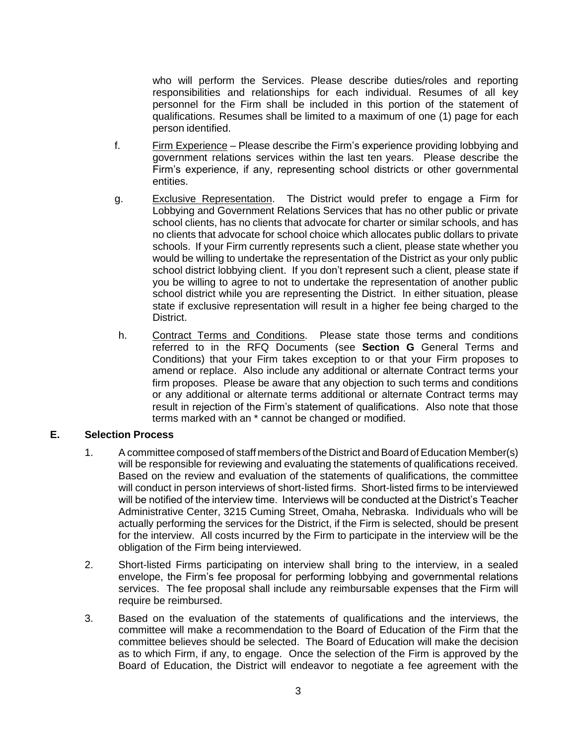who will perform the Services. Please describe duties/roles and reporting responsibilities and relationships for each individual. Resumes of all key personnel for the Firm shall be included in this portion of the statement of qualifications. Resumes shall be limited to a maximum of one (1) page for each person identified.

f. Firm Experience – Please describe the Firm's experience providing lobbying and government relations services within the last ten years. Please describe the Firm's experience, if any, representing school districts or other governmental entities.

g. Exclusive Representation. The District would prefer to engage a Firm for Lobbying and Government Relations Services that has no other public or private school clients, has no clients that advocate for charter or similar schools, and has no clients that advocate for school choice which allocates public dollars to private schools. If your Firm currently represents such a client, please state whether you would be willing to undertake the representation of the District as your only public school district lobbying client. If you don't represent such a client, please state if you be willing to agree to not to undertake the representation of another public school district while you are representing the District. In either situation, please state if exclusive representation will result in a higher fee being charged to the District.

h. Contract Terms and Conditions. Please state those terms and conditions referred to in the RFQ Documents (see **Section G** General Terms and Conditions) that your Firm takes exception to or that your Firm proposes to amend or replace. Also include any additional or alternate Contract terms your firm proposes. Please be aware that any objection to such terms and conditions or any additional or alternate terms additional or alternate Contract terms may result in rejection of the Firm's statement of qualifications. Also note that those terms marked with an * cannot be changed or modified.

## E. Selection Process

1. A committee composed of staff members of the District and Board of Education Member(s) will be responsible for reviewing and evaluating the statements of qualifications received. Based on the review and evaluation of the statements of qualifications, the committee will conduct in person interviews of short-listed firms. Short-listed firms to be interviewed will be notified of the interview time. Interviews will be conducted at the District's Teacher Administrative Center, 3215 Cuming Street, Omaha, Nebraska. Individuals who will be actually performing the services for the District, if the Firm is selected, should be present for the interview. All costs incurred by the Firm to participate in the interview will be the obligation of the Firm being interviewed.

2. Short-listed Firms participating on interview shall bring to the interview, in a sealed envelope, the Firm's fee proposal for performing lobbying and governmental relations services. The fee proposal shall include any reimbursable expenses that the Firm will require be reimbursed.

3. Based on the evaluation of the statements of qualifications and the interviews, the committee will make a recommendation to the Board of Education of the Firm that the committee believes should be selected. The Board of Education will make the decision as to which Firm, if any, to engage. Once the selection of the Firm is approved by the Board of Education, the District will endeavor to negotiate a fee agreement with the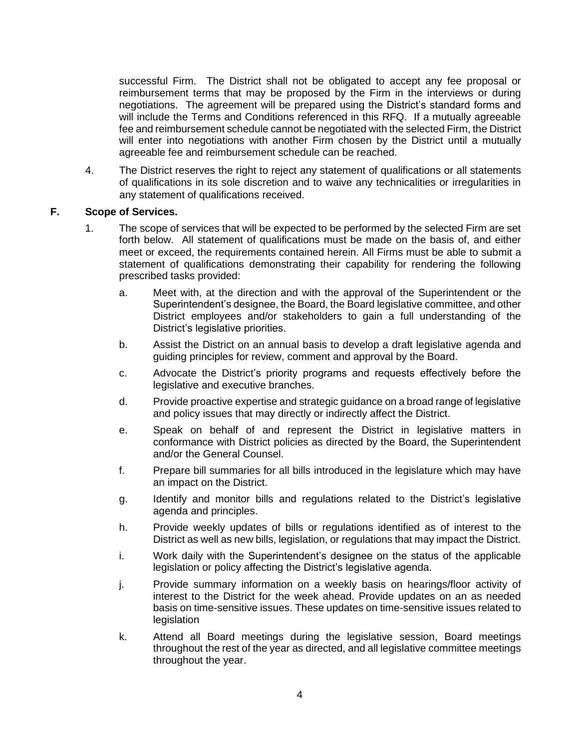successful Firm. The District shall not be obligated to accept any fee proposal or reimbursement terms that may be proposed by the Firm in the interviews or during negotiations. The agreement will be prepared using the District's standard forms and will include the Terms and Conditions referenced in this RFQ. If a mutually agreeable fee and reimbursement schedule cannot be negotiated with the selected Firm, the District will enter into negotiations with another Firm chosen by the District until a mutually agreeable fee and reimbursement schedule can be reached.

4. The District reserves the right to reject any statement of qualifications or all statements of qualifications in its sole discretion and to waive any technicalities or irregularities in any statement of qualifications received.

**F. Scope of Services.**

1. The scope of services that will be expected to be performed by the selected Firm are set forth below. All statement of qualifications must be made on the basis of, and either meet or exceed, the requirements contained herein. All Firms must be able to submit a statement of qualifications demonstrating their capability for rendering the following prescribed tasks provided:

   a. Meet with, at the direction and with the approval of the Superintendent or the Superintendent's designee, the Board, the Board legislative committee, and other District employees and/or stakeholders to gain a full understanding of the District's legislative priorities.

   b. Assist the District on an annual basis to develop a draft legislative agenda and guiding principles for review, comment and approval by the Board.

   c. Advocate the District's priority programs and requests effectively before the legislative and executive branches.

   d. Provide proactive expertise and strategic guidance on a broad range of legislative and policy issues that may directly or indirectly affect the District.

   e. Speak on behalf of and represent the District in legislative matters in conformance with District policies as directed by the Board, the Superintendent and/or the General Counsel.

   f. Prepare bill summaries for all bills introduced in the legislature which may have an impact on the District.

   g. Identify and monitor bills and regulations related to the District's legislative agenda and principles.

   h. Provide weekly updates of bills or regulations identified as of interest to the District as well as new bills, legislation, or regulations that may impact the District.

   i. Work daily with the Superintendent's designee on the status of the applicable legislation or policy affecting the District's legislative agenda.

   j. Provide summary information on a weekly basis on hearings/floor activity of interest to the District for the week ahead. Provide updates on an as needed basis on time-sensitive issues. These updates on time-sensitive issues related to legislation

   k. Attend all Board meetings during the legislative session, Board meetings throughout the rest of the year as directed, and all legislative committee meetings throughout the year.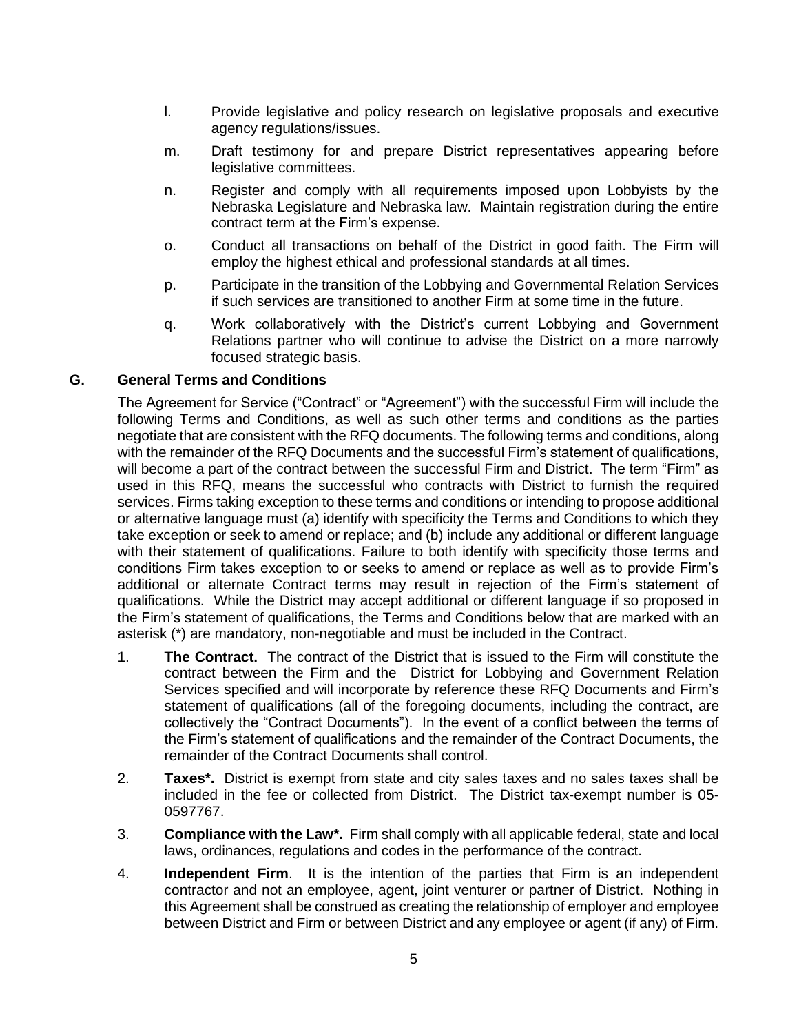l. Provide legislative and policy research on legislative proposals and executive agency regulations/issues.

m. Draft testimony for and prepare District representatives appearing before legislative committees.

n. Register and comply with all requirements imposed upon Lobbyists by the Nebraska Legislature and Nebraska law. Maintain registration during the entire contract term at the Firm's expense.

o. Conduct all transactions on behalf of the District in good faith. The Firm will employ the highest ethical and professional standards at all times.

p. Participate in the transition of the Lobbying and Governmental Relation Services if such services are transitioned to another Firm at some time in the future.

q. Work collaboratively with the District's current Lobbying and Government Relations partner who will continue to advise the District on a more narrowly focused strategic basis.

## G. General Terms and Conditions

The Agreement for Service ("Contract" or "Agreement") with the successful Firm will include the following Terms and Conditions, as well as such other terms and conditions as the parties negotiate that are consistent with the RFQ documents. The following terms and conditions, along with the remainder of the RFQ Documents and the successful Firm's statement of qualifications, will become a part of the contract between the successful Firm and District. The term "Firm" as used in this RFQ, means the successful who contracts with District to furnish the required services. Firms taking exception to these terms and conditions or intending to propose additional or alternative language must (a) identify with specificity the Terms and Conditions to which they take exception or seek to amend or replace; and (b) include any additional or different language with their statement of qualifications. Failure to both identify with specificity those terms and conditions Firm takes exception to or seeks to amend or replace as well as to provide Firm's additional or alternate Contract terms may result in rejection of the Firm's statement of qualifications. While the District may accept additional or different language if so proposed in the Firm's statement of qualifications, the Terms and Conditions below that are marked with an asterisk (*) are mandatory, non-negotiable and must be included in the Contract.

1. **The Contract.** The contract of the District that is issued to the Firm will constitute the contract between the Firm and the District for Lobbying and Government Relation Services specified and will incorporate by reference these RFQ Documents and Firm's statement of qualifications (all of the foregoing documents, including the contract, are collectively the "Contract Documents"). In the event of a conflict between the terms of the Firm's statement of qualifications and the remainder of the Contract Documents, the remainder of the Contract Documents shall control.

2. **Taxes*.** District is exempt from state and city sales taxes and no sales taxes shall be included in the fee or collected from District. The District tax-exempt number is 05-0597767.

3. **Compliance with the Law*.** Firm shall comply with all applicable federal, state and local laws, ordinances, regulations and codes in the performance of the contract.

4. **Independent Firm**. It is the intention of the parties that Firm is an independent contractor and not an employee, agent, joint venturer or partner of District. Nothing in this Agreement shall be construed as creating the relationship of employer and employee between District and Firm or between District and any employee or agent (if any) of Firm.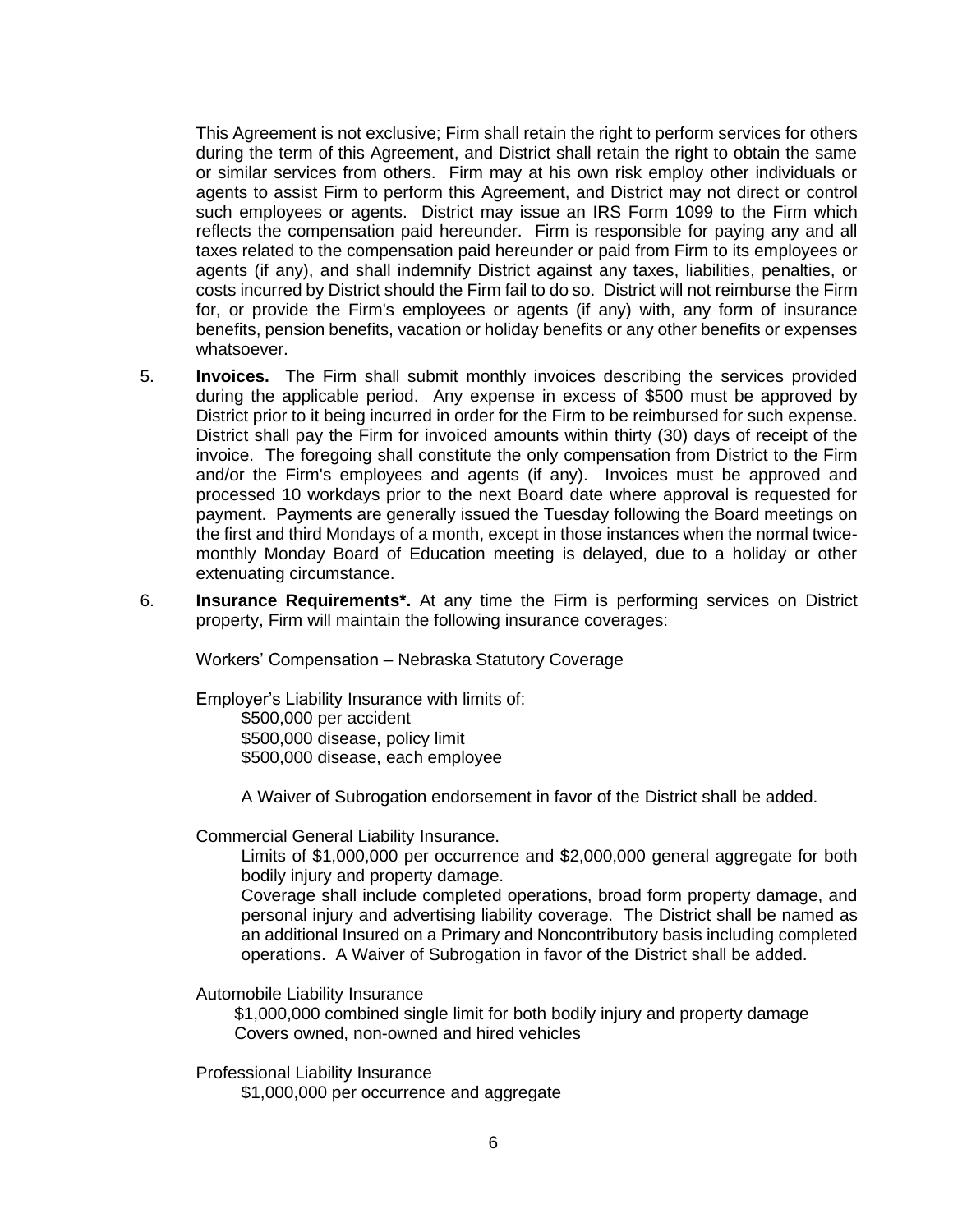This Agreement is not exclusive; Firm shall retain the right to perform services for others during the term of this Agreement, and District shall retain the right to obtain the same or similar services from others. Firm may at his own risk employ other individuals or agents to assist Firm to perform this Agreement, and District may not direct or control such employees or agents. District may issue an IRS Form 1099 to the Firm which reflects the compensation paid hereunder. Firm is responsible for paying any and all taxes related to the compensation paid hereunder or paid from Firm to its employees or agents (if any), and shall indemnify District against any taxes, liabilities, penalties, or costs incurred by District should the Firm fail to do so. District will not reimburse the Firm for, or provide the Firm's employees or agents (if any) with, any form of insurance benefits, pension benefits, vacation or holiday benefits or any other benefits or expenses whatsoever.

5. **Invoices.** The Firm shall submit monthly invoices describing the services provided during the applicable period. Any expense in excess of $500 must be approved by District prior to it being incurred in order for the Firm to be reimbursed for such expense. District shall pay the Firm for invoiced amounts within thirty (30) days of receipt of the invoice. The foregoing shall constitute the only compensation from District to the Firm and/or the Firm's employees and agents (if any). Invoices must be approved and processed 10 workdays prior to the next Board date where approval is requested for payment. Payments are generally issued the Tuesday following the Board meetings on the first and third Mondays of a month, except in those instances when the normal twice-monthly Monday Board of Education meeting is delayed, due to a holiday or other extenuating circumstance.

6. **Insurance Requirements*.** At any time the Firm is performing services on District property, Firm will maintain the following insurance coverages:

   Workers' Compensation – Nebraska Statutory Coverage

   Employer's Liability Insurance with limits of:
   - $500,000 per accident
   - $500,000 disease, policy limit
   - $500,000 disease, each employee

   A Waiver of Subrogation endorsement in favor of the District shall be added.

   Commercial General Liability Insurance.

   Limits of $1,000,000 per occurrence and $2,000,000 general aggregate for both bodily injury and property damage.

   Coverage shall include completed operations, broad form property damage, and personal injury and advertising liability coverage. The District shall be named as an additional Insured on a Primary and Noncontributory basis including completed operations. A Waiver of Subrogation in favor of the District shall be added.

   Automobile Liability Insurance
   - $1,000,000 combined single limit for both bodily injury and property damage
   - Covers owned, non-owned and hired vehicles

   Professional Liability Insurance
   - $1,000,000 per occurrence and aggregate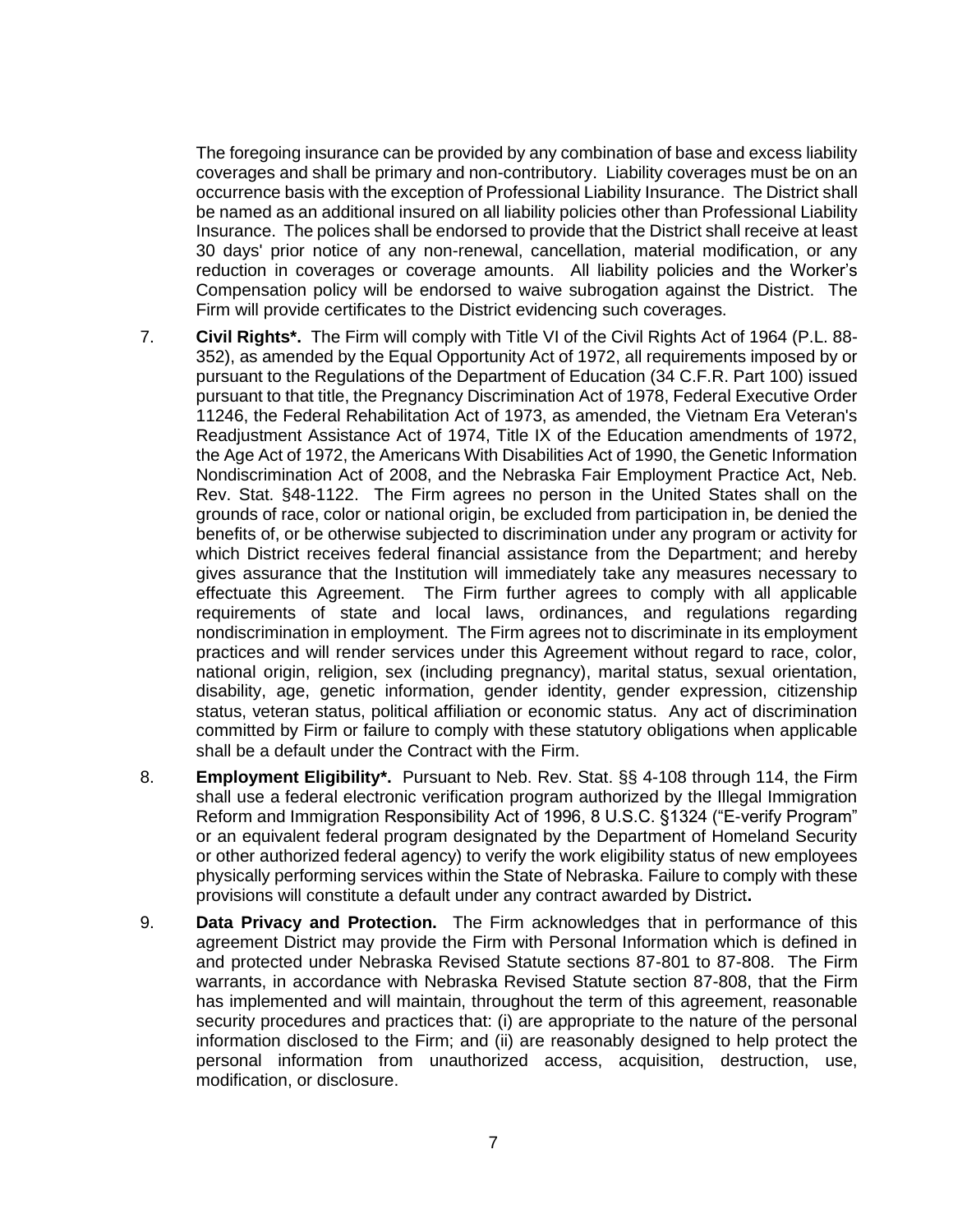The foregoing insurance can be provided by any combination of base and excess liability coverages and shall be primary and non-contributory. Liability coverages must be on an occurrence basis with the exception of Professional Liability Insurance. The District shall be named as an additional insured on all liability policies other than Professional Liability Insurance. The polices shall be endorsed to provide that the District shall receive at least 30 days' prior notice of any non-renewal, cancellation, material modification, or any reduction in coverages or coverage amounts. All liability policies and the Worker's Compensation policy will be endorsed to waive subrogation against the District. The Firm will provide certificates to the District evidencing such coverages.

7. **Civil Rights*.** The Firm will comply with Title VI of the Civil Rights Act of 1964 (P.L. 88-352), as amended by the Equal Opportunity Act of 1972, all requirements imposed by or pursuant to the Regulations of the Department of Education (34 C.F.R. Part 100) issued pursuant to that title, the Pregnancy Discrimination Act of 1978, Federal Executive Order 11246, the Federal Rehabilitation Act of 1973, as amended, the Vietnam Era Veteran's Readjustment Assistance Act of 1974, Title IX of the Education amendments of 1972, the Age Act of 1972, the Americans With Disabilities Act of 1990, the Genetic Information Nondiscrimination Act of 2008, and the Nebraska Fair Employment Practice Act, Neb. Rev. Stat. §48-1122. The Firm agrees no person in the United States shall on the grounds of race, color or national origin, be excluded from participation in, be denied the benefits of, or be otherwise subjected to discrimination under any program or activity for which District receives federal financial assistance from the Department; and hereby gives assurance that the Institution will immediately take any measures necessary to effectuate this Agreement. The Firm further agrees to comply with all applicable requirements of state and local laws, ordinances, and regulations regarding nondiscrimination in employment. The Firm agrees not to discriminate in its employment practices and will render services under this Agreement without regard to race, color, national origin, religion, sex (including pregnancy), marital status, sexual orientation, disability, age, genetic information, gender identity, gender expression, citizenship status, veteran status, political affiliation or economic status. Any act of discrimination committed by Firm or failure to comply with these statutory obligations when applicable shall be a default under the Contract with the Firm.

8. **Employment Eligibility*.** Pursuant to Neb. Rev. Stat. §§ 4-108 through 114, the Firm shall use a federal electronic verification program authorized by the Illegal Immigration Reform and Immigration Responsibility Act of 1996, 8 U.S.C. §1324 ("E-verify Program" or an equivalent federal program designated by the Department of Homeland Security or other authorized federal agency) to verify the work eligibility status of new employees physically performing services within the State of Nebraska. Failure to comply with these provisions will constitute a default under any contract awarded by District**.**

9. **Data Privacy and Protection.** The Firm acknowledges that in performance of this agreement District may provide the Firm with Personal Information which is defined in and protected under Nebraska Revised Statute sections 87-801 to 87-808. The Firm warrants, in accordance with Nebraska Revised Statute section 87-808, that the Firm has implemented and will maintain, throughout the term of this agreement, reasonable security procedures and practices that: (i) are appropriate to the nature of the personal information disclosed to the Firm; and (ii) are reasonably designed to help protect the personal information from unauthorized access, acquisition, destruction, use, modification, or disclosure.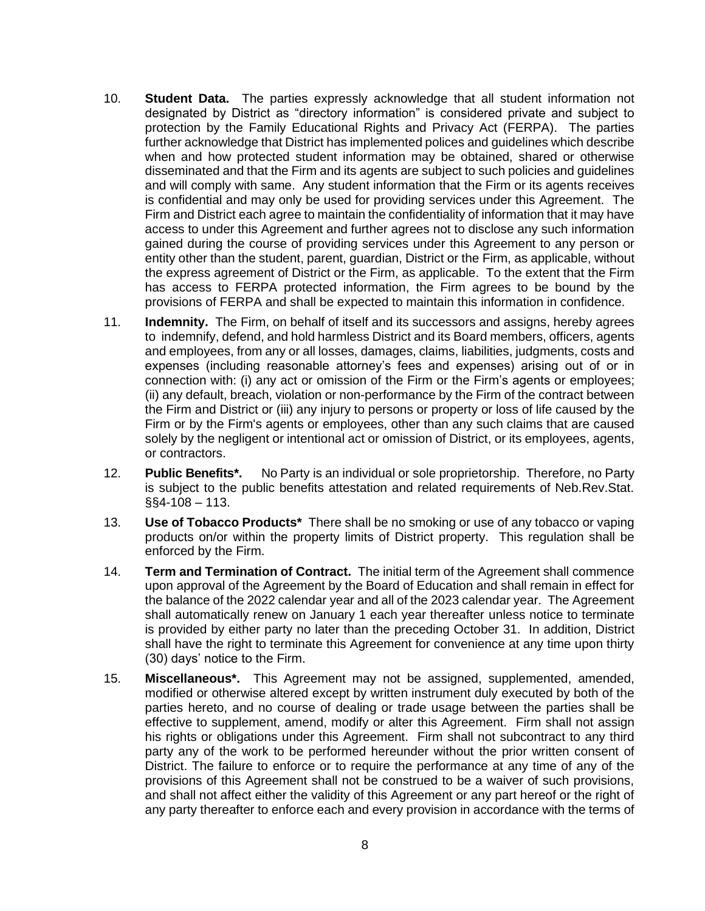10. **Student Data.** The parties expressly acknowledge that all student information not designated by District as "directory information" is considered private and subject to protection by the Family Educational Rights and Privacy Act (FERPA). The parties further acknowledge that District has implemented polices and guidelines which describe when and how protected student information may be obtained, shared or otherwise disseminated and that the Firm and its agents are subject to such policies and guidelines and will comply with same. Any student information that the Firm or its agents receives is confidential and may only be used for providing services under this Agreement. The Firm and District each agree to maintain the confidentiality of information that it may have access to under this Agreement and further agrees not to disclose any such information gained during the course of providing services under this Agreement to any person or entity other than the student, parent, guardian, District or the Firm, as applicable, without the express agreement of District or the Firm, as applicable. To the extent that the Firm has access to FERPA protected information, the Firm agrees to be bound by the provisions of FERPA and shall be expected to maintain this information in confidence.

11. **Indemnity.** The Firm, on behalf of itself and its successors and assigns, hereby agrees to indemnify, defend, and hold harmless District and its Board members, officers, agents and employees, from any or all losses, damages, claims, liabilities, judgments, costs and expenses (including reasonable attorney's fees and expenses) arising out of or in connection with: (i) any act or omission of the Firm or the Firm's agents or employees; (ii) any default, breach, violation or non-performance by the Firm of the contract between the Firm and District or (iii) any injury to persons or property or loss of life caused by the Firm or by the Firm's agents or employees, other than any such claims that are caused solely by the negligent or intentional act or omission of District, or its employees, agents, or contractors.

12. **Public Benefits*.** No Party is an individual or sole proprietorship. Therefore, no Party is subject to the public benefits attestation and related requirements of Neb.Rev.Stat. §§4-108 – 113.

13. **Use of Tobacco Products*** There shall be no smoking or use of any tobacco or vaping products on/or within the property limits of District property. This regulation shall be enforced by the Firm.

14. **Term and Termination of Contract.** The initial term of the Agreement shall commence upon approval of the Agreement by the Board of Education and shall remain in effect for the balance of the 2022 calendar year and all of the 2023 calendar year. The Agreement shall automatically renew on January 1 each year thereafter unless notice to terminate is provided by either party no later than the preceding October 31. In addition, District shall have the right to terminate this Agreement for convenience at any time upon thirty (30) days' notice to the Firm.

15. **Miscellaneous*.** This Agreement may not be assigned, supplemented, amended, modified or otherwise altered except by written instrument duly executed by both of the parties hereto, and no course of dealing or trade usage between the parties shall be effective to supplement, amend, modify or alter this Agreement. Firm shall not assign his rights or obligations under this Agreement. Firm shall not subcontract to any third party any of the work to be performed hereunder without the prior written consent of District. The failure to enforce or to require the performance at any time of any of the provisions of this Agreement shall not be construed to be a waiver of such provisions, and shall not affect either the validity of this Agreement or any part hereof or the right of any party thereafter to enforce each and every provision in accordance with the terms of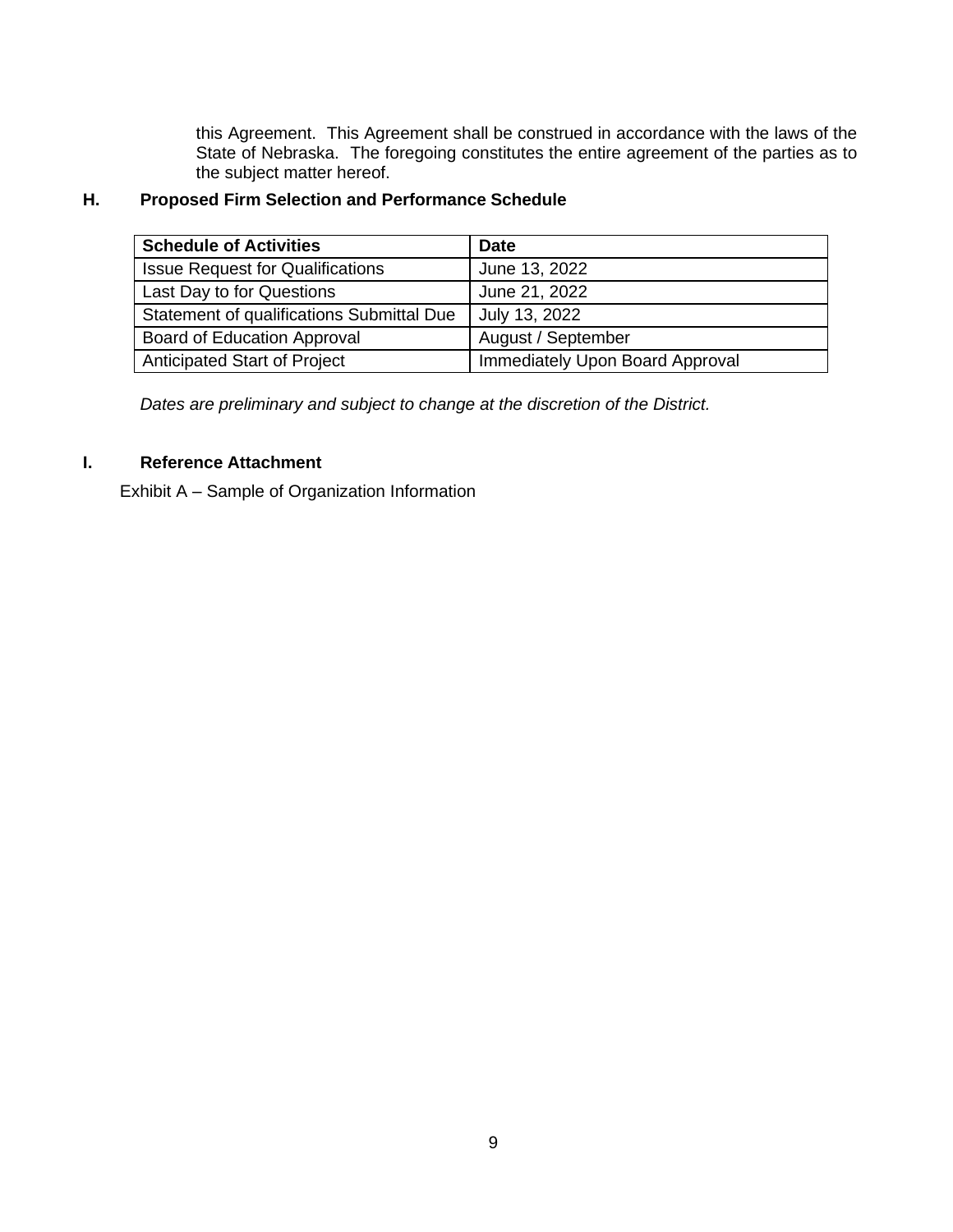this Agreement. This Agreement shall be construed in accordance with the laws of the State of Nebraska. The foregoing constitutes the entire agreement of the parties as to the subject matter hereof.

## H. Proposed Firm Selection and Performance Schedule

| Schedule of Activities | Date |
|---|---|
| Issue Request for Qualifications | June 13, 2022 |
| Last Day to for Questions | June 21, 2022 |
| Statement of qualifications Submittal Due | July 13, 2022 |
| Board of Education Approval | August / September |
| Anticipated Start of Project | Immediately Upon Board Approval |

*Dates are preliminary and subject to change at the discretion of the District.*

## I. Reference Attachment

Exhibit A – Sample of Organization Information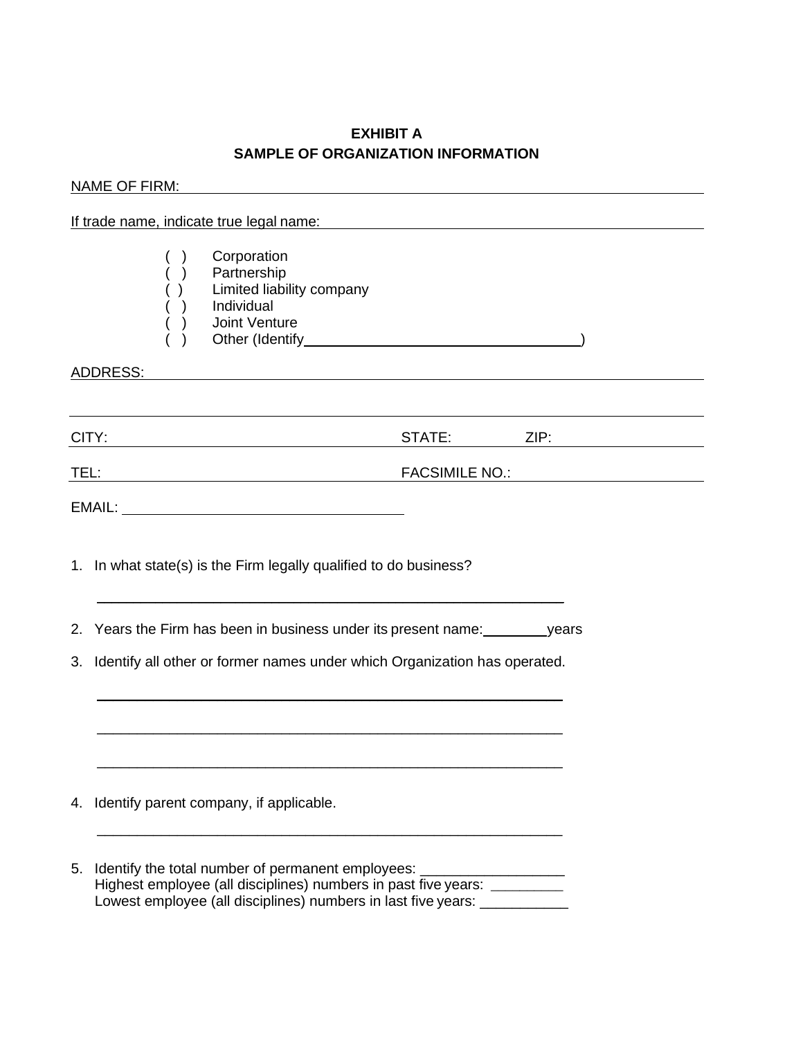**EXHIBIT A**
**SAMPLE OF ORGANIZATION INFORMATION**

NAME OF FIRM: ______________________________________________________________

If trade name, indicate true legal name: ______________________________________________

( ) Corporation
( ) Partnership
( ) Limited liability company
( ) Individual
( ) Joint Venture
( ) Other (Identify ___________________________________)

ADDRESS: __________________________________________________________________

___________________________________________________________________________

CITY: ______________________________ STATE: __________ ZIP: ________________

TEL: _______________________________ FACSIMILE NO.: ____________________

EMAIL: ___________________________________

1. In what state(s) is the Firm legally qualified to do business?

   ____________________________________________________________

2. Years the Firm has been in business under its present name: ________ years

3. Identify all other or former names under which Organization has operated.

   ____________________________________________________________

   ____________________________________________________________

   ____________________________________________________________

4. Identify parent company, if applicable.

   ____________________________________________________________

5. Identify the total number of permanent employees: __________________
   Highest employee (all disciplines) numbers in past five years: _________
   Lowest employee (all disciplines) numbers in last five years: ___________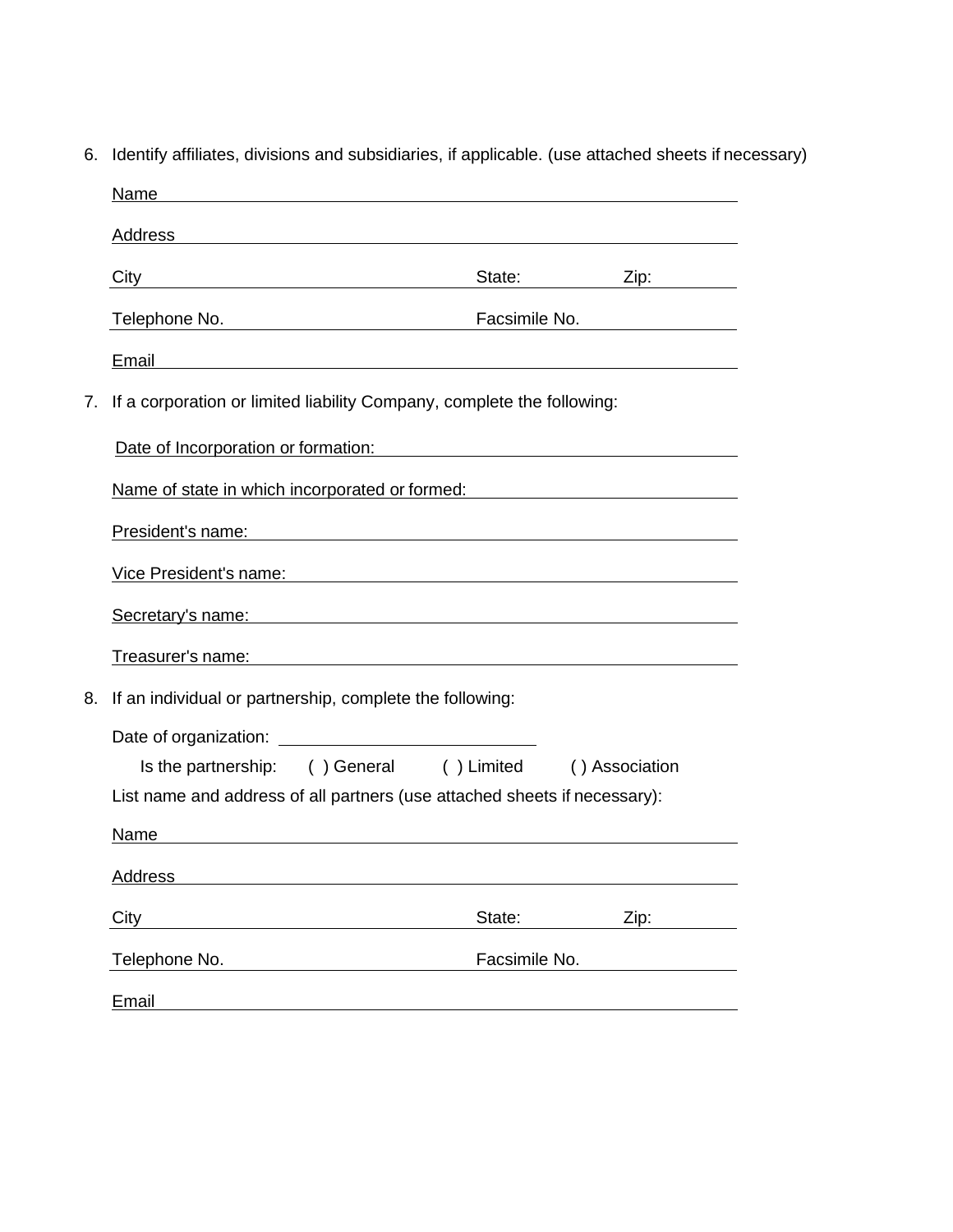6. Identify affiliates, divisions and subsidiaries, if applicable. (use attached sheets if necessary)

   Name ______________________________________________

   Address ______________________________________________

   City ______________________ State: __________ Zip: __________

   Telephone No. ______________________ Facsimile No. ______________________

   Email ______________________________________________

7. If a corporation or limited liability Company, complete the following:

   Date of Incorporation or formation: ______________________________________________

   Name of state in which incorporated or formed: ______________________________________________

   President's name: ______________________________________________

   Vice President's name: ______________________________________________

   Secretary's name: ______________________________________________

   Treasurer's name: ______________________________________________

8. If an individual or partnership, complete the following:

   Date of organization: ______________________

   Is the partnership: ( ) General ( ) Limited ( ) Association

   List name and address of all partners (use attached sheets if necessary):

   Name ______________________________________________

   Address ______________________________________________

   City ______________________ State: __________ Zip: __________

   Telephone No. ______________________ Facsimile No. ______________________

   Email ______________________________________________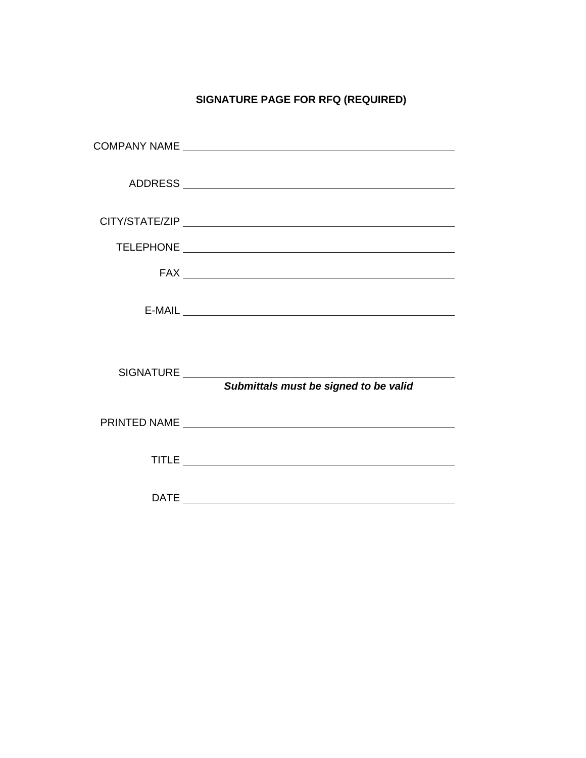## SIGNATURE PAGE FOR RFQ (REQUIRED)

COMPANY NAME \_\_\_\_\_\_\_\_\_\_\_\_\_\_\_\_\_\_\_\_\_\_\_\_\_\_\_\_\_\_\_\_\_\_\_\_\_\_\_\_

ADDRESS \_\_\_\_\_\_\_\_\_\_\_\_\_\_\_\_\_\_\_\_\_\_\_\_\_\_\_\_\_\_\_\_\_\_\_\_\_\_\_\_

CITY/STATE/ZIP \_\_\_\_\_\_\_\_\_\_\_\_\_\_\_\_\_\_\_\_\_\_\_\_\_\_\_\_\_\_\_\_\_\_\_\_\_\_\_\_

TELEPHONE \_\_\_\_\_\_\_\_\_\_\_\_\_\_\_\_\_\_\_\_\_\_\_\_\_\_\_\_\_\_\_\_\_\_\_\_\_\_\_\_

FAX \_\_\_\_\_\_\_\_\_\_\_\_\_\_\_\_\_\_\_\_\_\_\_\_\_\_\_\_\_\_\_\_\_\_\_\_\_\_\_\_

E-MAIL \_\_\_\_\_\_\_\_\_\_\_\_\_\_\_\_\_\_\_\_\_\_\_\_\_\_\_\_\_\_\_\_\_\_\_\_\_\_\_\_

SIGNATURE \_\_\_\_\_\_\_\_\_\_\_\_\_\_\_\_\_\_\_\_\_\_\_\_\_\_\_\_\_\_\_\_\_\_\_\_\_\_\_\_

***Submittals must be signed to be valid***

PRINTED NAME \_\_\_\_\_\_\_\_\_\_\_\_\_\_\_\_\_\_\_\_\_\_\_\_\_\_\_\_\_\_\_\_\_\_\_\_\_\_\_\_

TITLE \_\_\_\_\_\_\_\_\_\_\_\_\_\_\_\_\_\_\_\_\_\_\_\_\_\_\_\_\_\_\_\_\_\_\_\_\_\_\_\_

DATE \_\_\_\_\_\_\_\_\_\_\_\_\_\_\_\_\_\_\_\_\_\_\_\_\_\_\_\_\_\_\_\_\_\_\_\_\_\_\_\_